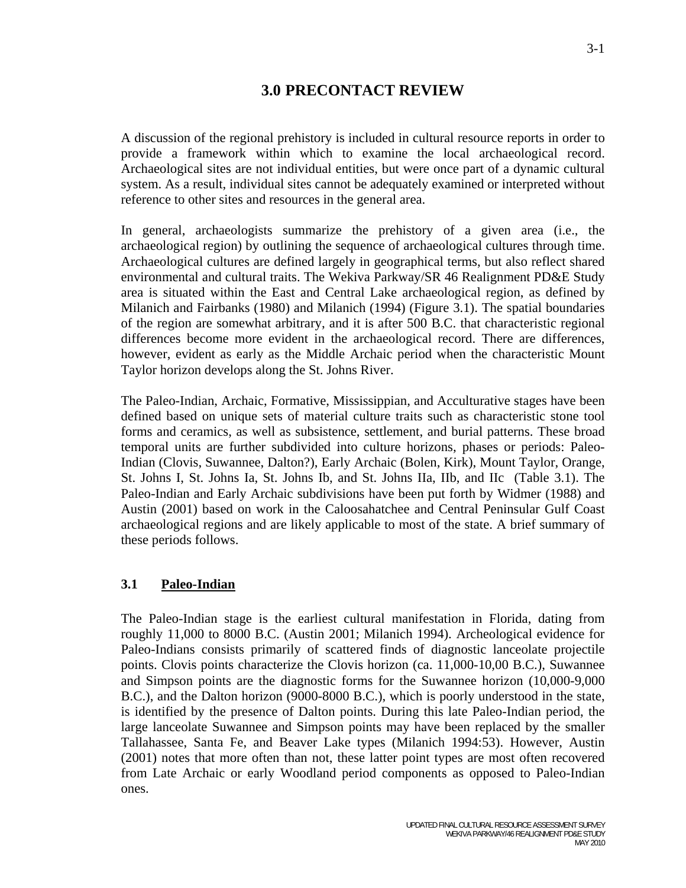# 3.0 PRECONTACT REVIEW

A discussion of the regional prehistory is included in cultural resource reports in order to provide a framework within which to examine the local archaeological record. Archaeological sites are not individual entities, but were once part of a dynamic cultural system. As a result, individual sites cannot be adequately examined or interpreted without reference to other sites and resources in the general area.

In general, archaeologists summarize the prehistory of a given area (i.e., the archaeological region) by outlining the sequence of archaeological cultures through time. Archaeological cultures are defined largely in geographical terms, but also reflect shared environmental and cultural traits. The Wekiva Parkway/SR 46 Realignment PD&E Study area is situated within the East and Central Lake archaeological region, as defined by Milanich and Fairbanks (1980) and Milanich (1994) (Figure 3.1). The spatial boundaries of the region are somewhat arbitrary, and it is after 500 B.C. that characteristic regional differences become more evident in the archaeological record. There are differences, however, evident as early as the Middle Archaic period when the characteristic Mount Taylor horizon develops along the St. Johns River.

The Paleo-Indian, Archaic, Formative, Mississippian, and Acculturative stages have been defined based on unique sets of material culture traits such as characteristic stone tool forms and ceramics, as well as subsistence, settlement, and burial patterns. These broad temporal units are further subdivided into culture horizons, phases or periods: Paleo-Indian (Clovis, Suwannee, Dalton?), Early Archaic (Bolen, Kirk), Mount Taylor, Orange, St. Johns I, St. Johns Ia, St. Johns Ib, and St. Johns IIa, IIb, and IIc (Table 3.1). The Paleo-Indian and Early Archaic subdivisions have been put forth by Widmer (1988) and Austin (2001) based on work in the Caloosahatchee and Central Peninsular Gulf Coast archaeological regions and are likely applicable to most of the state. A brief summary of these periods follows.

## 3.1 Paleo-Indian

The Paleo-Indian stage is the earliest cultural manifestation in Florida, dating from roughly 11,000 to 8000 B.C. (Austin 2001; Milanich 1994). Archeological evidence for Paleo-Indians consists primarily of scattered finds of diagnostic lanceolate projectile points. Clovis points characterize the Clovis horizon (ca. 11,000-10,00 B.C.), Suwannee and Simpson points are the diagnostic forms for the Suwannee horizon (10,000-9,000 B.C.), and the Dalton horizon (9000-8000 B.C.), which is poorly understood in the state, is identified by the presence of Dalton points. During this late Paleo-Indian period, the large lanceolate Suwannee and Simpson points may have been replaced by the smaller Tallahassee, Santa Fe, and Beaver Lake types (Milanich 1994:53). However, Austin (2001) notes that more often than not, these latter point types are most often recovered from Late Archaic or early Woodland period components as opposed to Paleo-Indian ones.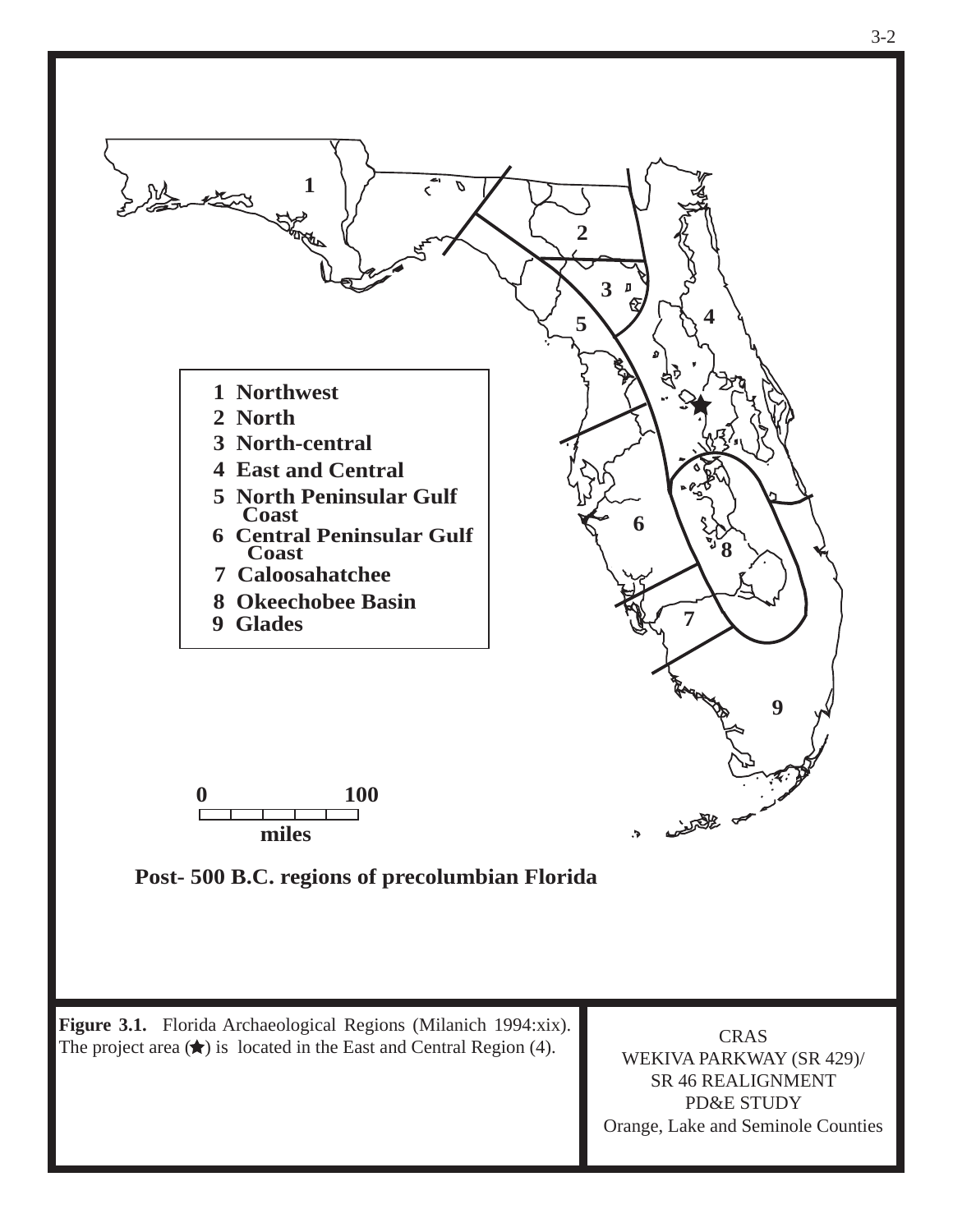1 Northwest
2 North
3 North-central
4 East and Central
5 North Peninsular Gulf Coast
6 Central Peninsular Gulf Coast
7 Caloosahatchee
8 Okeechobee Basin
9 Glades

0 100 miles

**Post- 500 B.C. regions of precolumbian Florida**

**Figure 3.1.** Florida Archaeological Regions (Milanich 1994:xix). The project area (★) is located in the East and Central Region (4).

CRAS
WEKIVA PARKWAY (SR 429)/
SR 46 REALIGNMENT
PD&E STUDY
Orange, Lake and Seminole Counties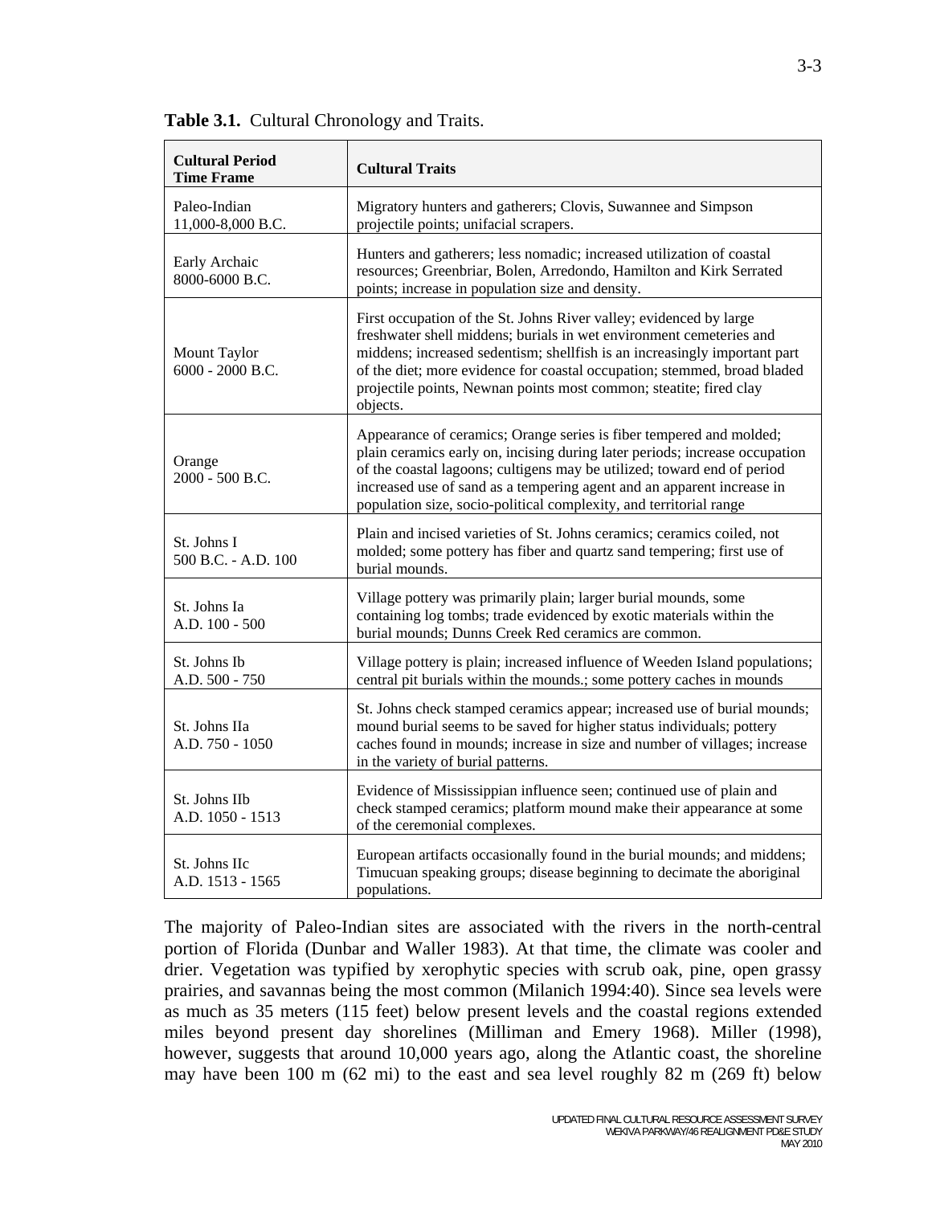**Table 3.1.** Cultural Chronology and Traits.

| Cultural Period Time Frame | Cultural Traits |
|---|---|
| Paleo-Indian 11,000-8,000 B.C. | Migratory hunters and gatherers; Clovis, Suwannee and Simpson projectile points; unifacial scrapers. |
| Early Archaic 8000-6000 B.C. | Hunters and gatherers; less nomadic; increased utilization of coastal resources; Greenbriar, Bolen, Arredondo, Hamilton and Kirk Serrated points; increase in population size and density. |
| Mount Taylor 6000 - 2000 B.C. | First occupation of the St. Johns River valley; evidenced by large freshwater shell middens; burials in wet environment cemeteries and middens; increased sedentism; shellfish is an increasingly important part of the diet; more evidence for coastal occupation; stemmed, broad bladed projectile points, Newnan points most common; steatite; fired clay objects. |
| Orange 2000 - 500 B.C. | Appearance of ceramics; Orange series is fiber tempered and molded; plain ceramics early on, incising during later periods; increase occupation of the coastal lagoons; cultigens may be utilized; toward end of period increased use of sand as a tempering agent and an apparent increase in population size, socio-political complexity, and territorial range |
| St. Johns I 500 B.C. - A.D. 100 | Plain and incised varieties of St. Johns ceramics; ceramics coiled, not molded; some pottery has fiber and quartz sand tempering; first use of burial mounds. |
| St. Johns Ia A.D. 100 - 500 | Village pottery was primarily plain; larger burial mounds, some containing log tombs; trade evidenced by exotic materials within the burial mounds; Dunns Creek Red ceramics are common. |
| St. Johns Ib A.D. 500 - 750 | Village pottery is plain; increased influence of Weeden Island populations; central pit burials within the mounds.; some pottery caches in mounds |
| St. Johns IIa A.D. 750 - 1050 | St. Johns check stamped ceramics appear; increased use of burial mounds; mound burial seems to be saved for higher status individuals; pottery caches found in mounds; increase in size and number of villages; increase in the variety of burial patterns. |
| St. Johns IIb A.D. 1050 - 1513 | Evidence of Mississippian influence seen; continued use of plain and check stamped ceramics; platform mound make their appearance at some of the ceremonial complexes. |
| St. Johns IIc A.D. 1513 - 1565 | European artifacts occasionally found in the burial mounds; and middens; Timucuan speaking groups; disease beginning to decimate the aboriginal populations. |

The majority of Paleo-Indian sites are associated with the rivers in the north-central portion of Florida (Dunbar and Waller 1983). At that time, the climate was cooler and drier. Vegetation was typified by xerophytic species with scrub oak, pine, open grassy prairies, and savannas being the most common (Milanich 1994:40). Since sea levels were as much as 35 meters (115 feet) below present levels and the coastal regions extended miles beyond present day shorelines (Milliman and Emery 1968). Miller (1998), however, suggests that around 10,000 years ago, along the Atlantic coast, the shoreline may have been 100 m (62 mi) to the east and sea level roughly 82 m (269 ft) below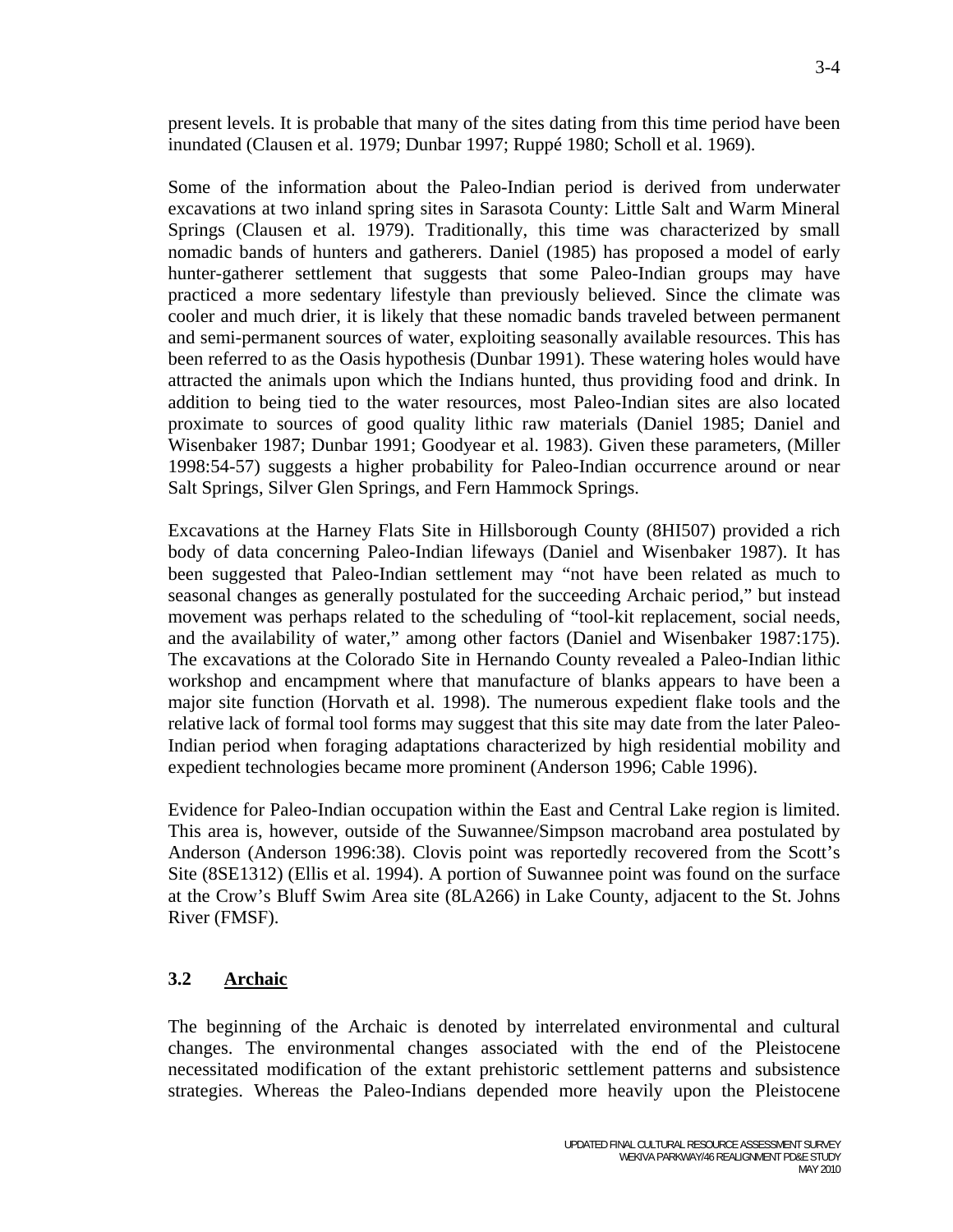present levels. It is probable that many of the sites dating from this time period have been inundated (Clausen et al. 1979; Dunbar 1997; Ruppé 1980; Scholl et al. 1969).

Some of the information about the Paleo-Indian period is derived from underwater excavations at two inland spring sites in Sarasota County: Little Salt and Warm Mineral Springs (Clausen et al. 1979). Traditionally, this time was characterized by small nomadic bands of hunters and gatherers. Daniel (1985) has proposed a model of early hunter-gatherer settlement that suggests that some Paleo-Indian groups may have practiced a more sedentary lifestyle than previously believed. Since the climate was cooler and much drier, it is likely that these nomadic bands traveled between permanent and semi-permanent sources of water, exploiting seasonally available resources. This has been referred to as the Oasis hypothesis (Dunbar 1991). These watering holes would have attracted the animals upon which the Indians hunted, thus providing food and drink. In addition to being tied to the water resources, most Paleo-Indian sites are also located proximate to sources of good quality lithic raw materials (Daniel 1985; Daniel and Wisenbaker 1987; Dunbar 1991; Goodyear et al. 1983). Given these parameters, (Miller 1998:54-57) suggests a higher probability for Paleo-Indian occurrence around or near Salt Springs, Silver Glen Springs, and Fern Hammock Springs.

Excavations at the Harney Flats Site in Hillsborough County (8HI507) provided a rich body of data concerning Paleo-Indian lifeways (Daniel and Wisenbaker 1987). It has been suggested that Paleo-Indian settlement may "not have been related as much to seasonal changes as generally postulated for the succeeding Archaic period," but instead movement was perhaps related to the scheduling of "tool-kit replacement, social needs, and the availability of water," among other factors (Daniel and Wisenbaker 1987:175). The excavations at the Colorado Site in Hernando County revealed a Paleo-Indian lithic workshop and encampment where that manufacture of blanks appears to have been a major site function (Horvath et al. 1998). The numerous expedient flake tools and the relative lack of formal tool forms may suggest that this site may date from the later Paleo-Indian period when foraging adaptations characterized by high residential mobility and expedient technologies became more prominent (Anderson 1996; Cable 1996).

Evidence for Paleo-Indian occupation within the East and Central Lake region is limited. This area is, however, outside of the Suwannee/Simpson macroband area postulated by Anderson (Anderson 1996:38). Clovis point was reportedly recovered from the Scott's Site (8SE1312) (Ellis et al. 1994). A portion of Suwannee point was found on the surface at the Crow's Bluff Swim Area site (8LA266) in Lake County, adjacent to the St. Johns River (FMSF).

### 3.2 Archaic

The beginning of the Archaic is denoted by interrelated environmental and cultural changes. The environmental changes associated with the end of the Pleistocene necessitated modification of the extant prehistoric settlement patterns and subsistence strategies. Whereas the Paleo-Indians depended more heavily upon the Pleistocene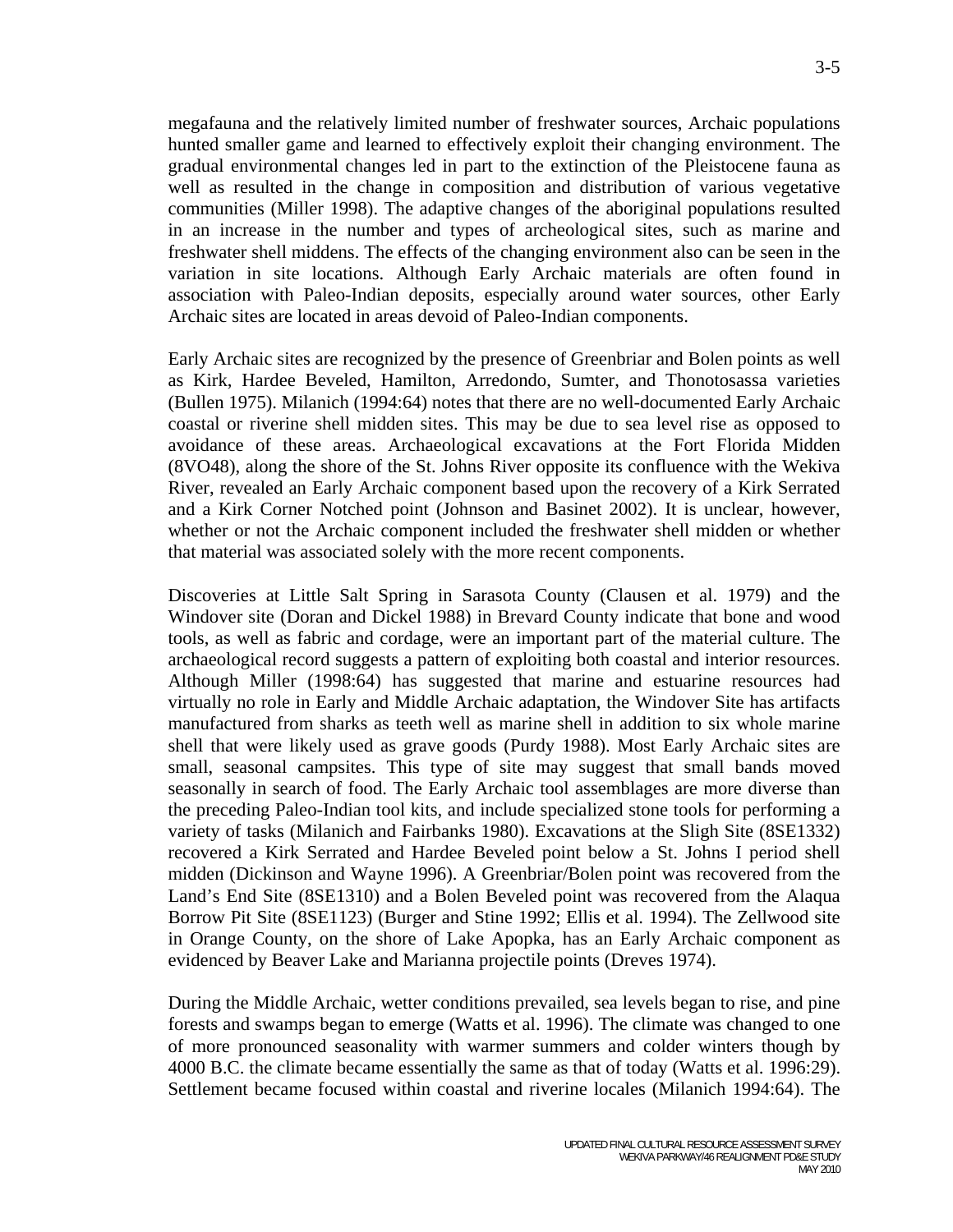megafauna and the relatively limited number of freshwater sources, Archaic populations hunted smaller game and learned to effectively exploit their changing environment. The gradual environmental changes led in part to the extinction of the Pleistocene fauna as well as resulted in the change in composition and distribution of various vegetative communities (Miller 1998). The adaptive changes of the aboriginal populations resulted in an increase in the number and types of archeological sites, such as marine and freshwater shell middens. The effects of the changing environment also can be seen in the variation in site locations. Although Early Archaic materials are often found in association with Paleo-Indian deposits, especially around water sources, other Early Archaic sites are located in areas devoid of Paleo-Indian components.

Early Archaic sites are recognized by the presence of Greenbriar and Bolen points as well as Kirk, Hardee Beveled, Hamilton, Arredondo, Sumter, and Thonotosassa varieties (Bullen 1975). Milanich (1994:64) notes that there are no well-documented Early Archaic coastal or riverine shell midden sites. This may be due to sea level rise as opposed to avoidance of these areas. Archaeological excavations at the Fort Florida Midden (8VO48), along the shore of the St. Johns River opposite its confluence with the Wekiva River, revealed an Early Archaic component based upon the recovery of a Kirk Serrated and a Kirk Corner Notched point (Johnson and Basinet 2002). It is unclear, however, whether or not the Archaic component included the freshwater shell midden or whether that material was associated solely with the more recent components.

Discoveries at Little Salt Spring in Sarasota County (Clausen et al. 1979) and the Windover site (Doran and Dickel 1988) in Brevard County indicate that bone and wood tools, as well as fabric and cordage, were an important part of the material culture. The archaeological record suggests a pattern of exploiting both coastal and interior resources. Although Miller (1998:64) has suggested that marine and estuarine resources had virtually no role in Early and Middle Archaic adaptation, the Windover Site has artifacts manufactured from sharks as teeth well as marine shell in addition to six whole marine shell that were likely used as grave goods (Purdy 1988). Most Early Archaic sites are small, seasonal campsites. This type of site may suggest that small bands moved seasonally in search of food. The Early Archaic tool assemblages are more diverse than the preceding Paleo-Indian tool kits, and include specialized stone tools for performing a variety of tasks (Milanich and Fairbanks 1980). Excavations at the Sligh Site (8SE1332) recovered a Kirk Serrated and Hardee Beveled point below a St. Johns I period shell midden (Dickinson and Wayne 1996). A Greenbriar/Bolen point was recovered from the Land's End Site (8SE1310) and a Bolen Beveled point was recovered from the Alaqua Borrow Pit Site (8SE1123) (Burger and Stine 1992; Ellis et al. 1994). The Zellwood site in Orange County, on the shore of Lake Apopka, has an Early Archaic component as evidenced by Beaver Lake and Marianna projectile points (Dreves 1974).

During the Middle Archaic, wetter conditions prevailed, sea levels began to rise, and pine forests and swamps began to emerge (Watts et al. 1996). The climate was changed to one of more pronounced seasonality with warmer summers and colder winters though by 4000 B.C. the climate became essentially the same as that of today (Watts et al. 1996:29). Settlement became focused within coastal and riverine locales (Milanich 1994:64). The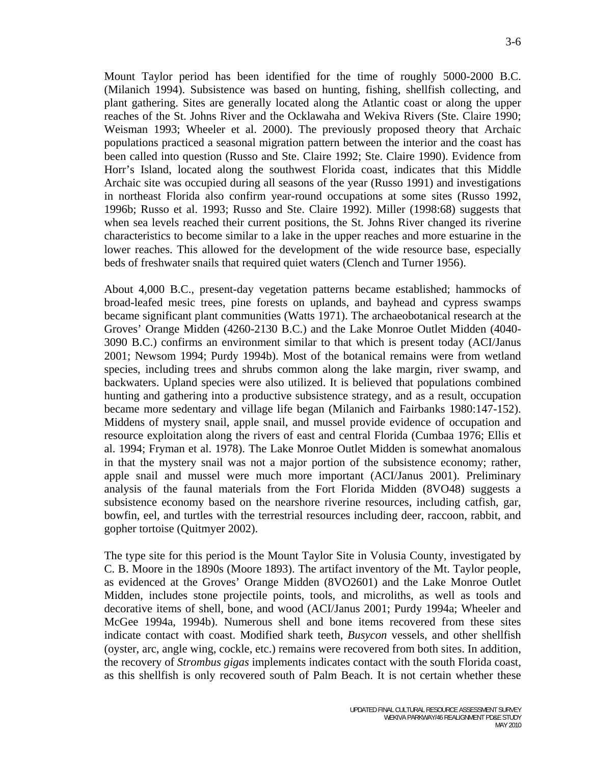Mount Taylor period has been identified for the time of roughly 5000-2000 B.C. (Milanich 1994). Subsistence was based on hunting, fishing, shellfish collecting, and plant gathering. Sites are generally located along the Atlantic coast or along the upper reaches of the St. Johns River and the Ocklawaha and Wekiva Rivers (Ste. Claire 1990; Weisman 1993; Wheeler et al. 2000). The previously proposed theory that Archaic populations practiced a seasonal migration pattern between the interior and the coast has been called into question (Russo and Ste. Claire 1992; Ste. Claire 1990). Evidence from Horr's Island, located along the southwest Florida coast, indicates that this Middle Archaic site was occupied during all seasons of the year (Russo 1991) and investigations in northeast Florida also confirm year-round occupations at some sites (Russo 1992, 1996b; Russo et al. 1993; Russo and Ste. Claire 1992). Miller (1998:68) suggests that when sea levels reached their current positions, the St. Johns River changed its riverine characteristics to become similar to a lake in the upper reaches and more estuarine in the lower reaches. This allowed for the development of the wide resource base, especially beds of freshwater snails that required quiet waters (Clench and Turner 1956).

About 4,000 B.C., present-day vegetation patterns became established; hammocks of broad-leafed mesic trees, pine forests on uplands, and bayhead and cypress swamps became significant plant communities (Watts 1971). The archaeobotanical research at the Groves' Orange Midden (4260-2130 B.C.) and the Lake Monroe Outlet Midden (4040-3090 B.C.) confirms an environment similar to that which is present today (ACI/Janus 2001; Newsom 1994; Purdy 1994b). Most of the botanical remains were from wetland species, including trees and shrubs common along the lake margin, river swamp, and backwaters. Upland species were also utilized. It is believed that populations combined hunting and gathering into a productive subsistence strategy, and as a result, occupation became more sedentary and village life began (Milanich and Fairbanks 1980:147-152). Middens of mystery snail, apple snail, and mussel provide evidence of occupation and resource exploitation along the rivers of east and central Florida (Cumbaa 1976; Ellis et al. 1994; Fryman et al. 1978). The Lake Monroe Outlet Midden is somewhat anomalous in that the mystery snail was not a major portion of the subsistence economy; rather, apple snail and mussel were much more important (ACI/Janus 2001). Preliminary analysis of the faunal materials from the Fort Florida Midden (8VO48) suggests a subsistence economy based on the nearshore riverine resources, including catfish, gar, bowfin, eel, and turtles with the terrestrial resources including deer, raccoon, rabbit, and gopher tortoise (Quitmyer 2002).

The type site for this period is the Mount Taylor Site in Volusia County, investigated by C. B. Moore in the 1890s (Moore 1893). The artifact inventory of the Mt. Taylor people, as evidenced at the Groves' Orange Midden (8VO2601) and the Lake Monroe Outlet Midden, includes stone projectile points, tools, and microliths, as well as tools and decorative items of shell, bone, and wood (ACI/Janus 2001; Purdy 1994a; Wheeler and McGee 1994a, 1994b). Numerous shell and bone items recovered from these sites indicate contact with coast. Modified shark teeth, *Busycon* vessels, and other shellfish (oyster, arc, angle wing, cockle, etc.) remains were recovered from both sites. In addition, the recovery of *Strombus gigas* implements indicates contact with the south Florida coast, as this shellfish is only recovered south of Palm Beach. It is not certain whether these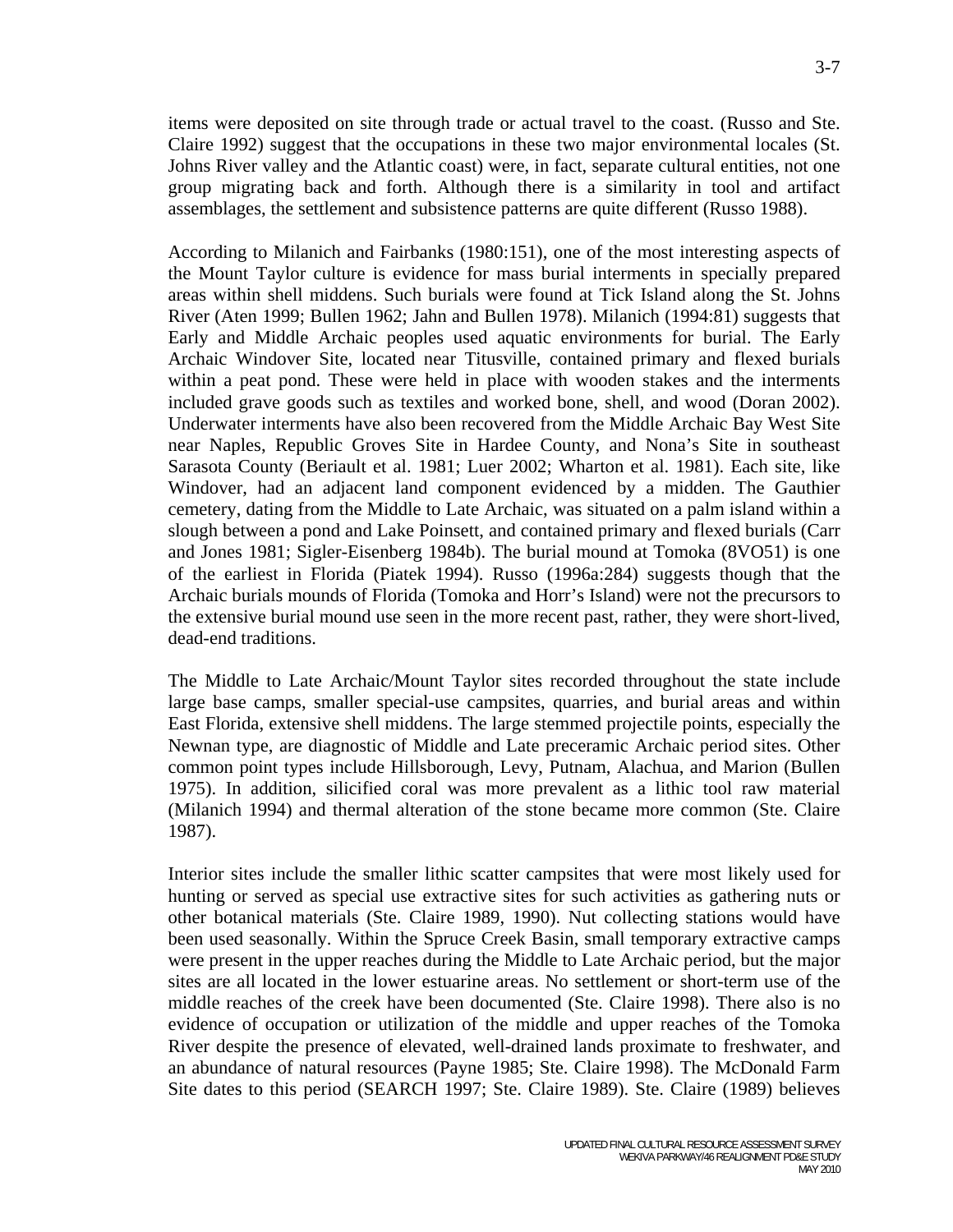items were deposited on site through trade or actual travel to the coast. (Russo and Ste. Claire 1992) suggest that the occupations in these two major environmental locales (St. Johns River valley and the Atlantic coast) were, in fact, separate cultural entities, not one group migrating back and forth. Although there is a similarity in tool and artifact assemblages, the settlement and subsistence patterns are quite different (Russo 1988).

According to Milanich and Fairbanks (1980:151), one of the most interesting aspects of the Mount Taylor culture is evidence for mass burial interments in specially prepared areas within shell middens. Such burials were found at Tick Island along the St. Johns River (Aten 1999; Bullen 1962; Jahn and Bullen 1978). Milanich (1994:81) suggests that Early and Middle Archaic peoples used aquatic environments for burial. The Early Archaic Windover Site, located near Titusville, contained primary and flexed burials within a peat pond. These were held in place with wooden stakes and the interments included grave goods such as textiles and worked bone, shell, and wood (Doran 2002). Underwater interments have also been recovered from the Middle Archaic Bay West Site near Naples, Republic Groves Site in Hardee County, and Nona's Site in southeast Sarasota County (Beriault et al. 1981; Luer 2002; Wharton et al. 1981). Each site, like Windover, had an adjacent land component evidenced by a midden. The Gauthier cemetery, dating from the Middle to Late Archaic, was situated on a palm island within a slough between a pond and Lake Poinsett, and contained primary and flexed burials (Carr and Jones 1981; Sigler-Eisenberg 1984b). The burial mound at Tomoka (8VO51) is one of the earliest in Florida (Piatek 1994). Russo (1996a:284) suggests though that the Archaic burials mounds of Florida (Tomoka and Horr's Island) were not the precursors to the extensive burial mound use seen in the more recent past, rather, they were short-lived, dead-end traditions.

The Middle to Late Archaic/Mount Taylor sites recorded throughout the state include large base camps, smaller special-use campsites, quarries, and burial areas and within East Florida, extensive shell middens. The large stemmed projectile points, especially the Newnan type, are diagnostic of Middle and Late preceramic Archaic period sites. Other common point types include Hillsborough, Levy, Putnam, Alachua, and Marion (Bullen 1975). In addition, silicified coral was more prevalent as a lithic tool raw material (Milanich 1994) and thermal alteration of the stone became more common (Ste. Claire 1987).

Interior sites include the smaller lithic scatter campsites that were most likely used for hunting or served as special use extractive sites for such activities as gathering nuts or other botanical materials (Ste. Claire 1989, 1990). Nut collecting stations would have been used seasonally. Within the Spruce Creek Basin, small temporary extractive camps were present in the upper reaches during the Middle to Late Archaic period, but the major sites are all located in the lower estuarine areas. No settlement or short-term use of the middle reaches of the creek have been documented (Ste. Claire 1998). There also is no evidence of occupation or utilization of the middle and upper reaches of the Tomoka River despite the presence of elevated, well-drained lands proximate to freshwater, and an abundance of natural resources (Payne 1985; Ste. Claire 1998). The McDonald Farm Site dates to this period (SEARCH 1997; Ste. Claire 1989). Ste. Claire (1989) believes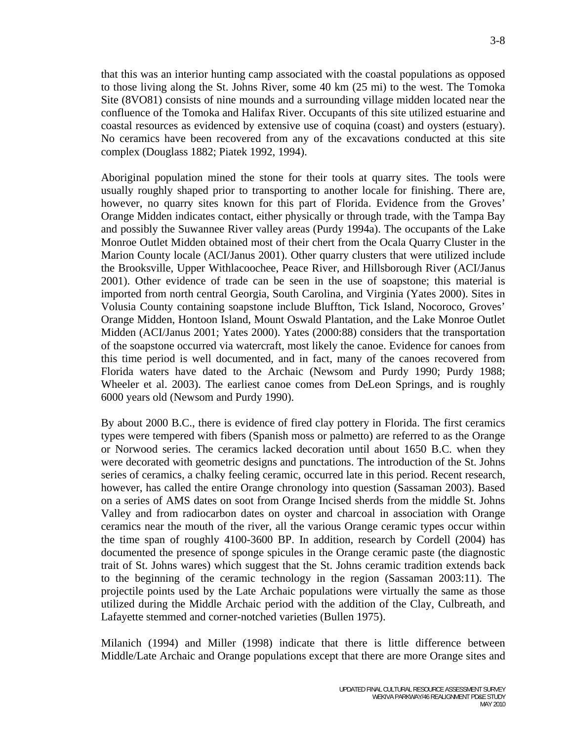that this was an interior hunting camp associated with the coastal populations as opposed to those living along the St. Johns River, some 40 km (25 mi) to the west. The Tomoka Site (8VO81) consists of nine mounds and a surrounding village midden located near the confluence of the Tomoka and Halifax River. Occupants of this site utilized estuarine and coastal resources as evidenced by extensive use of coquina (coast) and oysters (estuary). No ceramics have been recovered from any of the excavations conducted at this site complex (Douglass 1882; Piatek 1992, 1994).

Aboriginal population mined the stone for their tools at quarry sites. The tools were usually roughly shaped prior to transporting to another locale for finishing. There are, however, no quarry sites known for this part of Florida. Evidence from the Groves' Orange Midden indicates contact, either physically or through trade, with the Tampa Bay and possibly the Suwannee River valley areas (Purdy 1994a). The occupants of the Lake Monroe Outlet Midden obtained most of their chert from the Ocala Quarry Cluster in the Marion County locale (ACI/Janus 2001). Other quarry clusters that were utilized include the Brooksville, Upper Withlacoochee, Peace River, and Hillsborough River (ACI/Janus 2001). Other evidence of trade can be seen in the use of soapstone; this material is imported from north central Georgia, South Carolina, and Virginia (Yates 2000). Sites in Volusia County containing soapstone include Bluffton, Tick Island, Nocoroco, Groves' Orange Midden, Hontoon Island, Mount Oswald Plantation, and the Lake Monroe Outlet Midden (ACI/Janus 2001; Yates 2000). Yates (2000:88) considers that the transportation of the soapstone occurred via watercraft, most likely the canoe. Evidence for canoes from this time period is well documented, and in fact, many of the canoes recovered from Florida waters have dated to the Archaic (Newsom and Purdy 1990; Purdy 1988; Wheeler et al. 2003). The earliest canoe comes from DeLeon Springs, and is roughly 6000 years old (Newsom and Purdy 1990).

By about 2000 B.C., there is evidence of fired clay pottery in Florida. The first ceramics types were tempered with fibers (Spanish moss or palmetto) are referred to as the Orange or Norwood series. The ceramics lacked decoration until about 1650 B.C. when they were decorated with geometric designs and punctations. The introduction of the St. Johns series of ceramics, a chalky feeling ceramic, occurred late in this period. Recent research, however, has called the entire Orange chronology into question (Sassaman 2003). Based on a series of AMS dates on soot from Orange Incised sherds from the middle St. Johns Valley and from radiocarbon dates on oyster and charcoal in association with Orange ceramics near the mouth of the river, all the various Orange ceramic types occur within the time span of roughly 4100-3600 BP. In addition, research by Cordell (2004) has documented the presence of sponge spicules in the Orange ceramic paste (the diagnostic trait of St. Johns wares) which suggest that the St. Johns ceramic tradition extends back to the beginning of the ceramic technology in the region (Sassaman 2003:11). The projectile points used by the Late Archaic populations were virtually the same as those utilized during the Middle Archaic period with the addition of the Clay, Culbreath, and Lafayette stemmed and corner-notched varieties (Bullen 1975).

Milanich (1994) and Miller (1998) indicate that there is little difference between Middle/Late Archaic and Orange populations except that there are more Orange sites and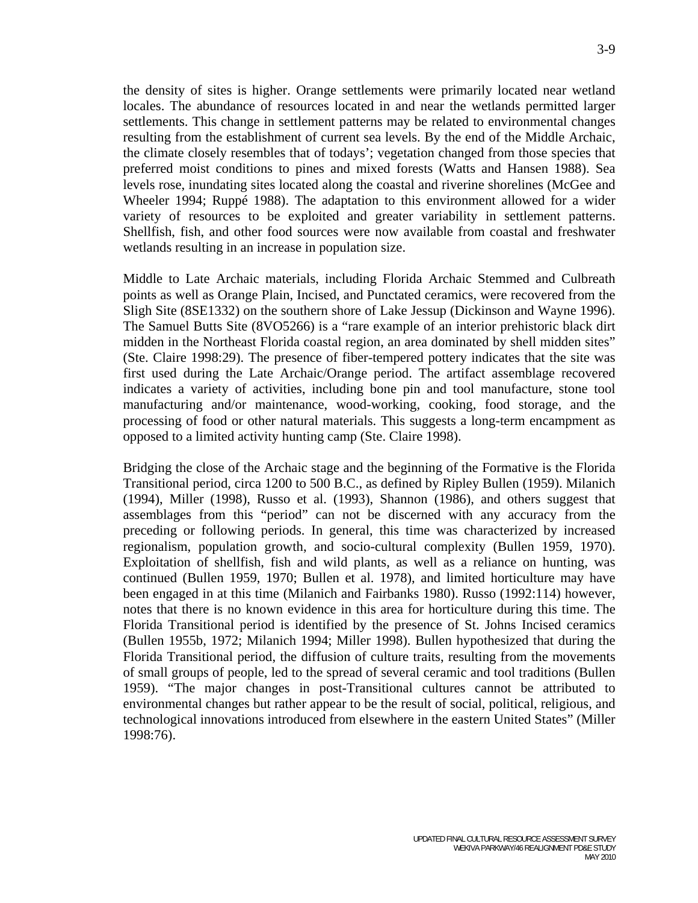the density of sites is higher. Orange settlements were primarily located near wetland locales. The abundance of resources located in and near the wetlands permitted larger settlements. This change in settlement patterns may be related to environmental changes resulting from the establishment of current sea levels. By the end of the Middle Archaic, the climate closely resembles that of todays'; vegetation changed from those species that preferred moist conditions to pines and mixed forests (Watts and Hansen 1988). Sea levels rose, inundating sites located along the coastal and riverine shorelines (McGee and Wheeler 1994; Ruppé 1988). The adaptation to this environment allowed for a wider variety of resources to be exploited and greater variability in settlement patterns. Shellfish, fish, and other food sources were now available from coastal and freshwater wetlands resulting in an increase in population size.

Middle to Late Archaic materials, including Florida Archaic Stemmed and Culbreath points as well as Orange Plain, Incised, and Punctated ceramics, were recovered from the Sligh Site (8SE1332) on the southern shore of Lake Jessup (Dickinson and Wayne 1996). The Samuel Butts Site (8VO5266) is a "rare example of an interior prehistoric black dirt midden in the Northeast Florida coastal region, an area dominated by shell midden sites" (Ste. Claire 1998:29). The presence of fiber-tempered pottery indicates that the site was first used during the Late Archaic/Orange period. The artifact assemblage recovered indicates a variety of activities, including bone pin and tool manufacture, stone tool manufacturing and/or maintenance, wood-working, cooking, food storage, and the processing of food or other natural materials. This suggests a long-term encampment as opposed to a limited activity hunting camp (Ste. Claire 1998).

Bridging the close of the Archaic stage and the beginning of the Formative is the Florida Transitional period, circa 1200 to 500 B.C., as defined by Ripley Bullen (1959). Milanich (1994), Miller (1998), Russo et al. (1993), Shannon (1986), and others suggest that assemblages from this "period" can not be discerned with any accuracy from the preceding or following periods. In general, this time was characterized by increased regionalism, population growth, and socio-cultural complexity (Bullen 1959, 1970). Exploitation of shellfish, fish and wild plants, as well as a reliance on hunting, was continued (Bullen 1959, 1970; Bullen et al. 1978), and limited horticulture may have been engaged in at this time (Milanich and Fairbanks 1980). Russo (1992:114) however, notes that there is no known evidence in this area for horticulture during this time. The Florida Transitional period is identified by the presence of St. Johns Incised ceramics (Bullen 1955b, 1972; Milanich 1994; Miller 1998). Bullen hypothesized that during the Florida Transitional period, the diffusion of culture traits, resulting from the movements of small groups of people, led to the spread of several ceramic and tool traditions (Bullen 1959). "The major changes in post-Transitional cultures cannot be attributed to environmental changes but rather appear to be the result of social, political, religious, and technological innovations introduced from elsewhere in the eastern United States" (Miller 1998:76).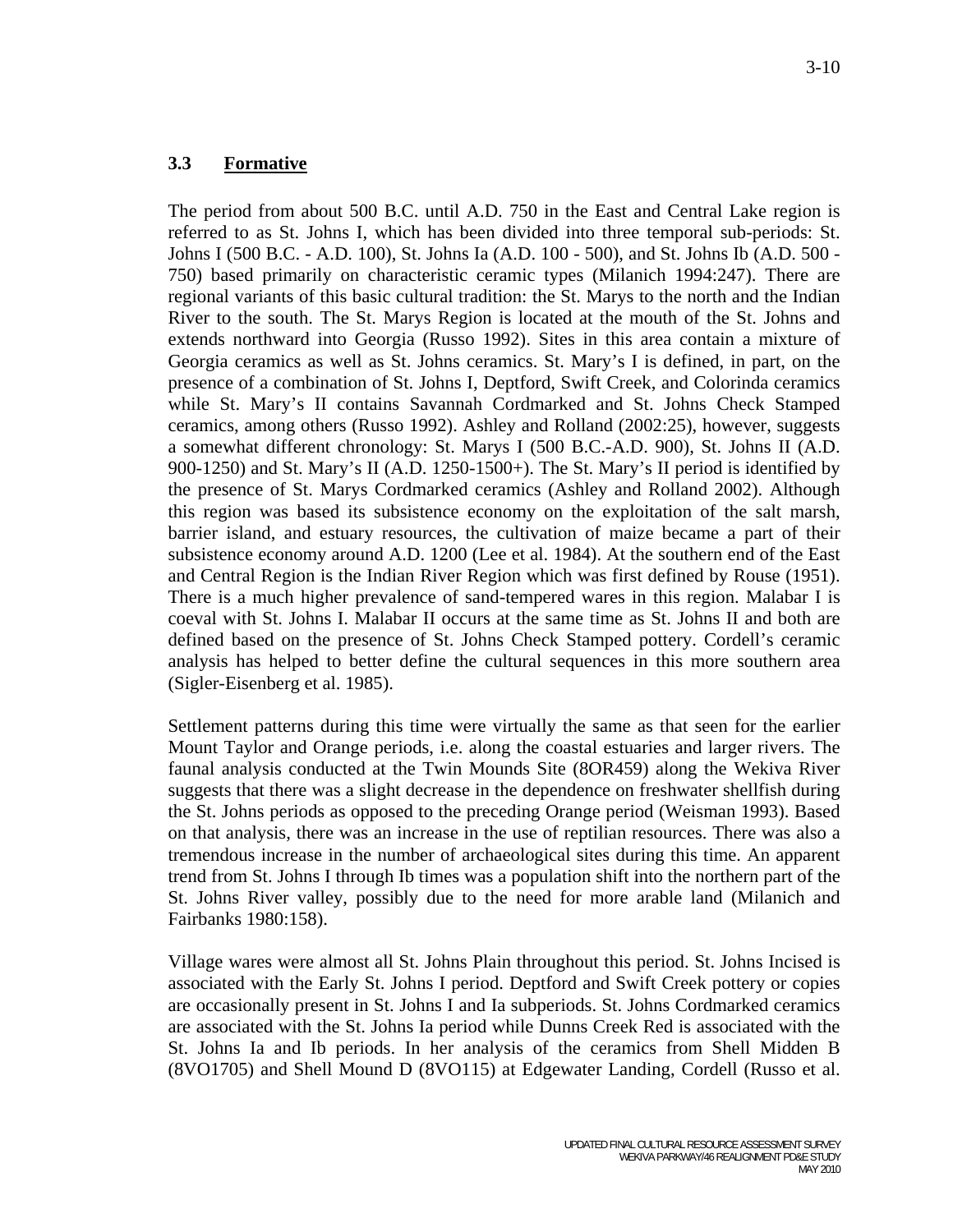## 3.3 Formative

The period from about 500 B.C. until A.D. 750 in the East and Central Lake region is referred to as St. Johns I, which has been divided into three temporal sub-periods: St. Johns I (500 B.C. - A.D. 100), St. Johns Ia (A.D. 100 - 500), and St. Johns Ib (A.D. 500 - 750) based primarily on characteristic ceramic types (Milanich 1994:247). There are regional variants of this basic cultural tradition: the St. Marys to the north and the Indian River to the south. The St. Marys Region is located at the mouth of the St. Johns and extends northward into Georgia (Russo 1992). Sites in this area contain a mixture of Georgia ceramics as well as St. Johns ceramics. St. Mary's I is defined, in part, on the presence of a combination of St. Johns I, Deptford, Swift Creek, and Colorinda ceramics while St. Mary's II contains Savannah Cordmarked and St. Johns Check Stamped ceramics, among others (Russo 1992). Ashley and Rolland (2002:25), however, suggests a somewhat different chronology: St. Marys I (500 B.C.-A.D. 900), St. Johns II (A.D. 900-1250) and St. Mary's II (A.D. 1250-1500+). The St. Mary's II period is identified by the presence of St. Marys Cordmarked ceramics (Ashley and Rolland 2002). Although this region was based its subsistence economy on the exploitation of the salt marsh, barrier island, and estuary resources, the cultivation of maize became a part of their subsistence economy around A.D. 1200 (Lee et al. 1984). At the southern end of the East and Central Region is the Indian River Region which was first defined by Rouse (1951). There is a much higher prevalence of sand-tempered wares in this region. Malabar I is coeval with St. Johns I. Malabar II occurs at the same time as St. Johns II and both are defined based on the presence of St. Johns Check Stamped pottery. Cordell's ceramic analysis has helped to better define the cultural sequences in this more southern area (Sigler-Eisenberg et al. 1985).

Settlement patterns during this time were virtually the same as that seen for the earlier Mount Taylor and Orange periods, i.e. along the coastal estuaries and larger rivers. The faunal analysis conducted at the Twin Mounds Site (8OR459) along the Wekiva River suggests that there was a slight decrease in the dependence on freshwater shellfish during the St. Johns periods as opposed to the preceding Orange period (Weisman 1993). Based on that analysis, there was an increase in the use of reptilian resources. There was also a tremendous increase in the number of archaeological sites during this time. An apparent trend from St. Johns I through Ib times was a population shift into the northern part of the St. Johns River valley, possibly due to the need for more arable land (Milanich and Fairbanks 1980:158).

Village wares were almost all St. Johns Plain throughout this period. St. Johns Incised is associated with the Early St. Johns I period. Deptford and Swift Creek pottery or copies are occasionally present in St. Johns I and Ia subperiods. St. Johns Cordmarked ceramics are associated with the St. Johns Ia period while Dunns Creek Red is associated with the St. Johns Ia and Ib periods. In her analysis of the ceramics from Shell Midden B (8VO1705) and Shell Mound D (8VO115) at Edgewater Landing, Cordell (Russo et al.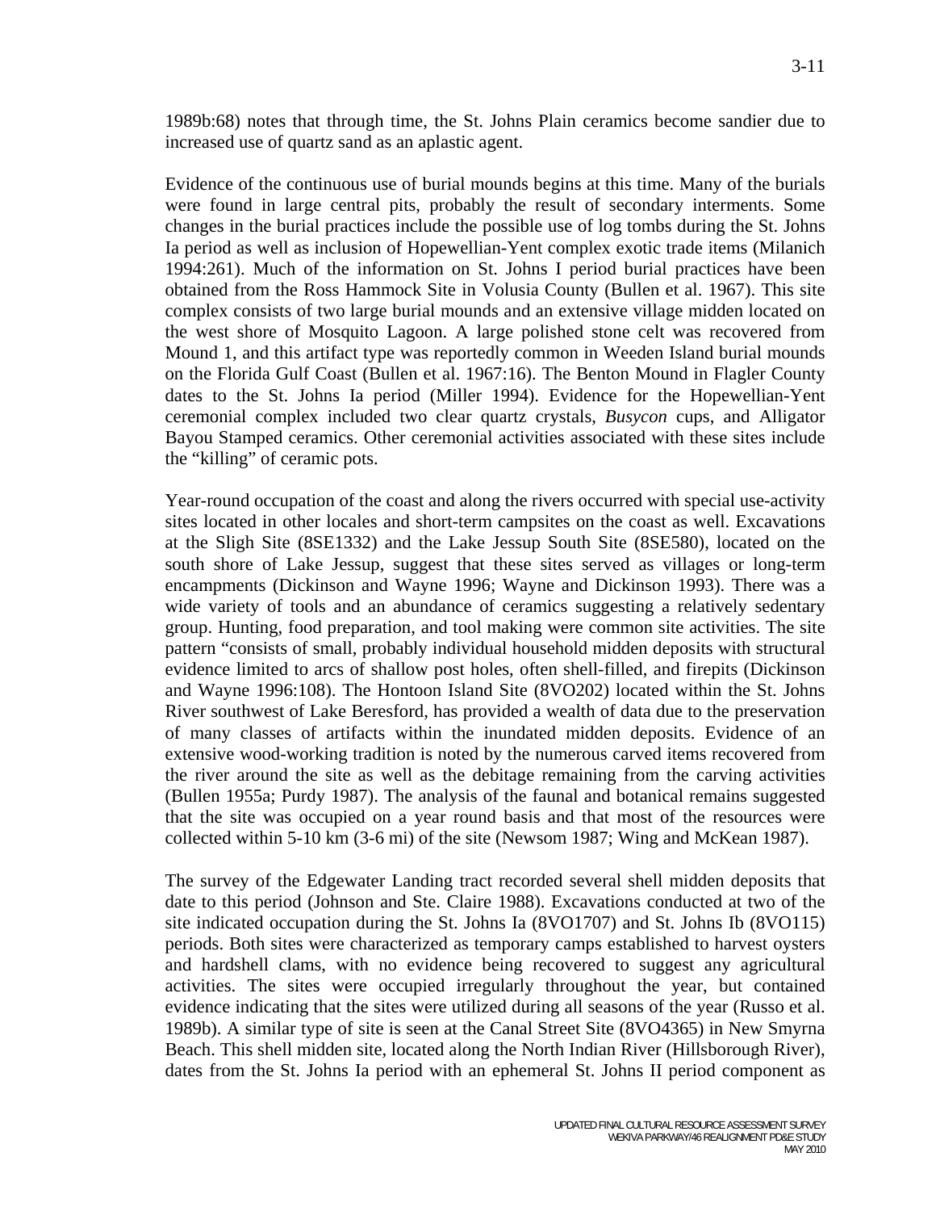1989b:68) notes that through time, the St. Johns Plain ceramics become sandier due to increased use of quartz sand as an aplastic agent.

Evidence of the continuous use of burial mounds begins at this time. Many of the burials were found in large central pits, probably the result of secondary interments. Some changes in the burial practices include the possible use of log tombs during the St. Johns Ia period as well as inclusion of Hopewellian-Yent complex exotic trade items (Milanich 1994:261). Much of the information on St. Johns I period burial practices have been obtained from the Ross Hammock Site in Volusia County (Bullen et al. 1967). This site complex consists of two large burial mounds and an extensive village midden located on the west shore of Mosquito Lagoon. A large polished stone celt was recovered from Mound 1, and this artifact type was reportedly common in Weeden Island burial mounds on the Florida Gulf Coast (Bullen et al. 1967:16). The Benton Mound in Flagler County dates to the St. Johns Ia period (Miller 1994). Evidence for the Hopewellian-Yent ceremonial complex included two clear quartz crystals, *Busycon* cups, and Alligator Bayou Stamped ceramics. Other ceremonial activities associated with these sites include the "killing" of ceramic pots.

Year-round occupation of the coast and along the rivers occurred with special use-activity sites located in other locales and short-term campsites on the coast as well. Excavations at the Sligh Site (8SE1332) and the Lake Jessup South Site (8SE580), located on the south shore of Lake Jessup, suggest that these sites served as villages or long-term encampments (Dickinson and Wayne 1996; Wayne and Dickinson 1993). There was a wide variety of tools and an abundance of ceramics suggesting a relatively sedentary group. Hunting, food preparation, and tool making were common site activities. The site pattern "consists of small, probably individual household midden deposits with structural evidence limited to arcs of shallow post holes, often shell-filled, and firepits (Dickinson and Wayne 1996:108). The Hontoon Island Site (8VO202) located within the St. Johns River southwest of Lake Beresford, has provided a wealth of data due to the preservation of many classes of artifacts within the inundated midden deposits. Evidence of an extensive wood-working tradition is noted by the numerous carved items recovered from the river around the site as well as the debitage remaining from the carving activities (Bullen 1955a; Purdy 1987). The analysis of the faunal and botanical remains suggested that the site was occupied on a year round basis and that most of the resources were collected within 5-10 km (3-6 mi) of the site (Newsom 1987; Wing and McKean 1987).

The survey of the Edgewater Landing tract recorded several shell midden deposits that date to this period (Johnson and Ste. Claire 1988). Excavations conducted at two of the site indicated occupation during the St. Johns Ia (8VO1707) and St. Johns Ib (8VO115) periods. Both sites were characterized as temporary camps established to harvest oysters and hardshell clams, with no evidence being recovered to suggest any agricultural activities. The sites were occupied irregularly throughout the year, but contained evidence indicating that the sites were utilized during all seasons of the year (Russo et al. 1989b). A similar type of site is seen at the Canal Street Site (8VO4365) in New Smyrna Beach. This shell midden site, located along the North Indian River (Hillsborough River), dates from the St. Johns Ia period with an ephemeral St. Johns II period component as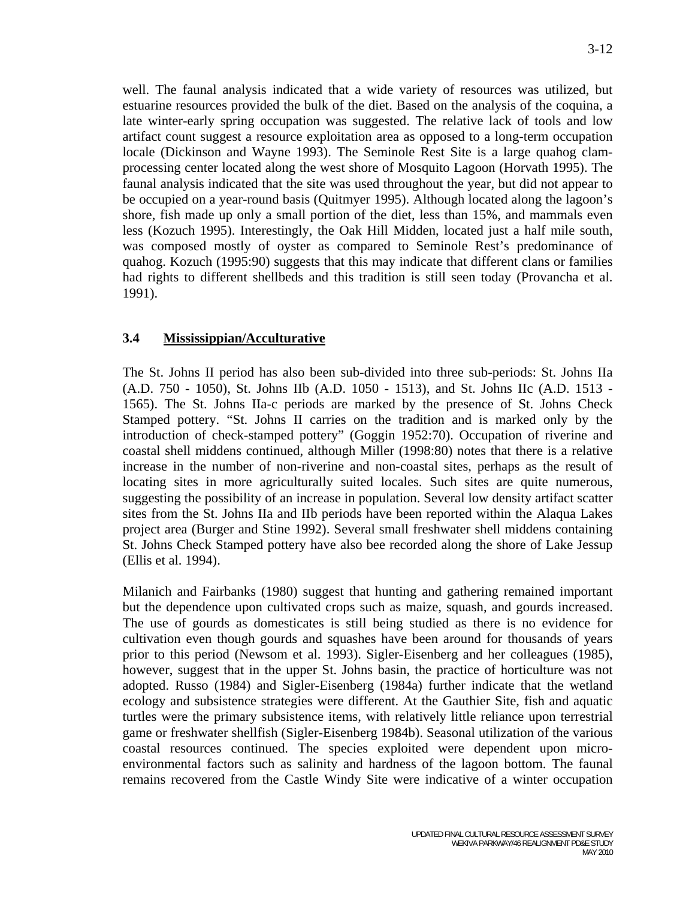well. The faunal analysis indicated that a wide variety of resources was utilized, but estuarine resources provided the bulk of the diet. Based on the analysis of the coquina, a late winter-early spring occupation was suggested. The relative lack of tools and low artifact count suggest a resource exploitation area as opposed to a long-term occupation locale (Dickinson and Wayne 1993). The Seminole Rest Site is a large quahog clam-processing center located along the west shore of Mosquito Lagoon (Horvath 1995). The faunal analysis indicated that the site was used throughout the year, but did not appear to be occupied on a year-round basis (Quitmyer 1995). Although located along the lagoon's shore, fish made up only a small portion of the diet, less than 15%, and mammals even less (Kozuch 1995). Interestingly, the Oak Hill Midden, located just a half mile south, was composed mostly of oyster as compared to Seminole Rest's predominance of quahog. Kozuch (1995:90) suggests that this may indicate that different clans or families had rights to different shellbeds and this tradition is still seen today (Provancha et al. 1991).

### 3.4 Mississippian/Acculturative

The St. Johns II period has also been sub-divided into three sub-periods: St. Johns IIa (A.D. 750 - 1050), St. Johns IIb (A.D. 1050 - 1513), and St. Johns IIc (A.D. 1513 - 1565). The St. Johns IIa-c periods are marked by the presence of St. Johns Check Stamped pottery. "St. Johns II carries on the tradition and is marked only by the introduction of check-stamped pottery" (Goggin 1952:70). Occupation of riverine and coastal shell middens continued, although Miller (1998:80) notes that there is a relative increase in the number of non-riverine and non-coastal sites, perhaps as the result of locating sites in more agriculturally suited locales. Such sites are quite numerous, suggesting the possibility of an increase in population. Several low density artifact scatter sites from the St. Johns IIa and IIb periods have been reported within the Alaqua Lakes project area (Burger and Stine 1992). Several small freshwater shell middens containing St. Johns Check Stamped pottery have also bee recorded along the shore of Lake Jessup (Ellis et al. 1994).

Milanich and Fairbanks (1980) suggest that hunting and gathering remained important but the dependence upon cultivated crops such as maize, squash, and gourds increased. The use of gourds as domesticates is still being studied as there is no evidence for cultivation even though gourds and squashes have been around for thousands of years prior to this period (Newsom et al. 1993). Sigler-Eisenberg and her colleagues (1985), however, suggest that in the upper St. Johns basin, the practice of horticulture was not adopted. Russo (1984) and Sigler-Eisenberg (1984a) further indicate that the wetland ecology and subsistence strategies were different. At the Gauthier Site, fish and aquatic turtles were the primary subsistence items, with relatively little reliance upon terrestrial game or freshwater shellfish (Sigler-Eisenberg 1984b). Seasonal utilization of the various coastal resources continued. The species exploited were dependent upon micro-environmental factors such as salinity and hardness of the lagoon bottom. The faunal remains recovered from the Castle Windy Site were indicative of a winter occupation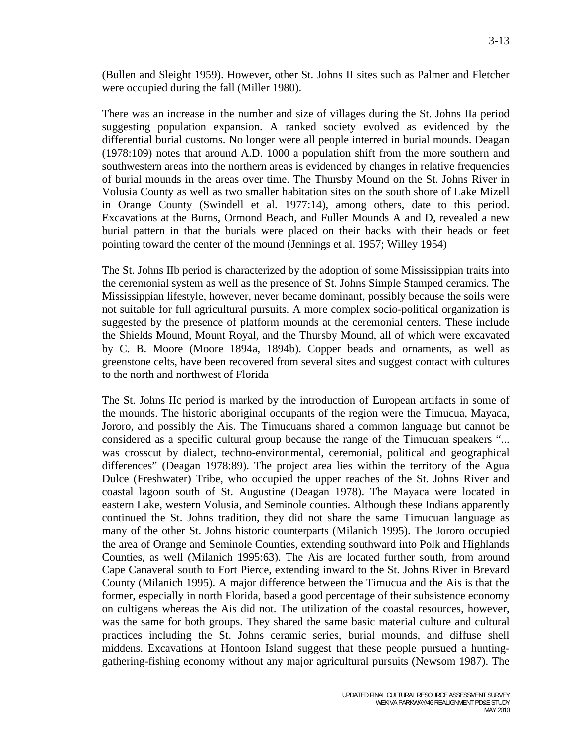(Bullen and Sleight 1959). However, other St. Johns II sites such as Palmer and Fletcher were occupied during the fall (Miller 1980).

There was an increase in the number and size of villages during the St. Johns IIa period suggesting population expansion. A ranked society evolved as evidenced by the differential burial customs. No longer were all people interred in burial mounds. Deagan (1978:109) notes that around A.D. 1000 a population shift from the more southern and southwestern areas into the northern areas is evidenced by changes in relative frequencies of burial mounds in the areas over time. The Thursby Mound on the St. Johns River in Volusia County as well as two smaller habitation sites on the south shore of Lake Mizell in Orange County (Swindell et al. 1977:14), among others, date to this period. Excavations at the Burns, Ormond Beach, and Fuller Mounds A and D, revealed a new burial pattern in that the burials were placed on their backs with their heads or feet pointing toward the center of the mound (Jennings et al. 1957; Willey 1954)

The St. Johns IIb period is characterized by the adoption of some Mississippian traits into the ceremonial system as well as the presence of St. Johns Simple Stamped ceramics. The Mississippian lifestyle, however, never became dominant, possibly because the soils were not suitable for full agricultural pursuits. A more complex socio-political organization is suggested by the presence of platform mounds at the ceremonial centers. These include the Shields Mound, Mount Royal, and the Thursby Mound, all of which were excavated by C. B. Moore (Moore 1894a, 1894b). Copper beads and ornaments, as well as greenstone celts, have been recovered from several sites and suggest contact with cultures to the north and northwest of Florida

The St. Johns IIc period is marked by the introduction of European artifacts in some of the mounds. The historic aboriginal occupants of the region were the Timucua, Mayaca, Jororo, and possibly the Ais. The Timucuans shared a common language but cannot be considered as a specific cultural group because the range of the Timucuan speakers "... was crosscut by dialect, techno-environmental, ceremonial, political and geographical differences" (Deagan 1978:89). The project area lies within the territory of the Agua Dulce (Freshwater) Tribe, who occupied the upper reaches of the St. Johns River and coastal lagoon south of St. Augustine (Deagan 1978). The Mayaca were located in eastern Lake, western Volusia, and Seminole counties. Although these Indians apparently continued the St. Johns tradition, they did not share the same Timucuan language as many of the other St. Johns historic counterparts (Milanich 1995). The Jororo occupied the area of Orange and Seminole Counties, extending southward into Polk and Highlands Counties, as well (Milanich 1995:63). The Ais are located further south, from around Cape Canaveral south to Fort Pierce, extending inward to the St. Johns River in Brevard County (Milanich 1995). A major difference between the Timucua and the Ais is that the former, especially in north Florida, based a good percentage of their subsistence economy on cultigens whereas the Ais did not. The utilization of the coastal resources, however, was the same for both groups. They shared the same basic material culture and cultural practices including the St. Johns ceramic series, burial mounds, and diffuse shell middens. Excavations at Hontoon Island suggest that these people pursued a hunting-gathering-fishing economy without any major agricultural pursuits (Newsom 1987). The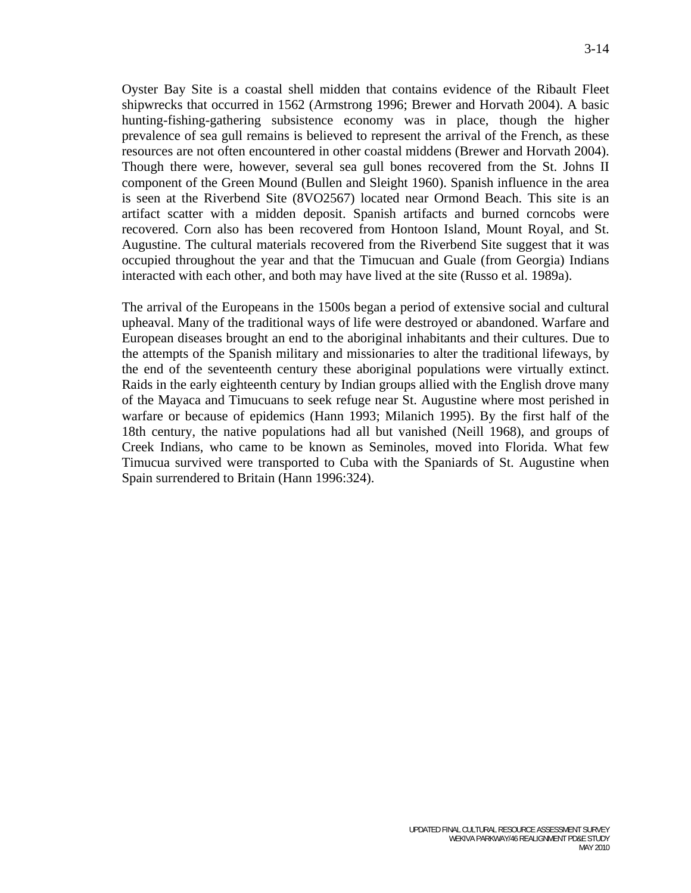Oyster Bay Site is a coastal shell midden that contains evidence of the Ribault Fleet shipwrecks that occurred in 1562 (Armstrong 1996; Brewer and Horvath 2004). A basic hunting-fishing-gathering subsistence economy was in place, though the higher prevalence of sea gull remains is believed to represent the arrival of the French, as these resources are not often encountered in other coastal middens (Brewer and Horvath 2004). Though there were, however, several sea gull bones recovered from the St. Johns II component of the Green Mound (Bullen and Sleight 1960). Spanish influence in the area is seen at the Riverbend Site (8VO2567) located near Ormond Beach. This site is an artifact scatter with a midden deposit. Spanish artifacts and burned corncobs were recovered. Corn also has been recovered from Hontoon Island, Mount Royal, and St. Augustine. The cultural materials recovered from the Riverbend Site suggest that it was occupied throughout the year and that the Timucuan and Guale (from Georgia) Indians interacted with each other, and both may have lived at the site (Russo et al. 1989a).

The arrival of the Europeans in the 1500s began a period of extensive social and cultural upheaval. Many of the traditional ways of life were destroyed or abandoned. Warfare and European diseases brought an end to the aboriginal inhabitants and their cultures. Due to the attempts of the Spanish military and missionaries to alter the traditional lifeways, by the end of the seventeenth century these aboriginal populations were virtually extinct. Raids in the early eighteenth century by Indian groups allied with the English drove many of the Mayaca and Timucuans to seek refuge near St. Augustine where most perished in warfare or because of epidemics (Hann 1993; Milanich 1995). By the first half of the 18th century, the native populations had all but vanished (Neill 1968), and groups of Creek Indians, who came to be known as Seminoles, moved into Florida. What few Timucua survived were transported to Cuba with the Spaniards of St. Augustine when Spain surrendered to Britain (Hann 1996:324).